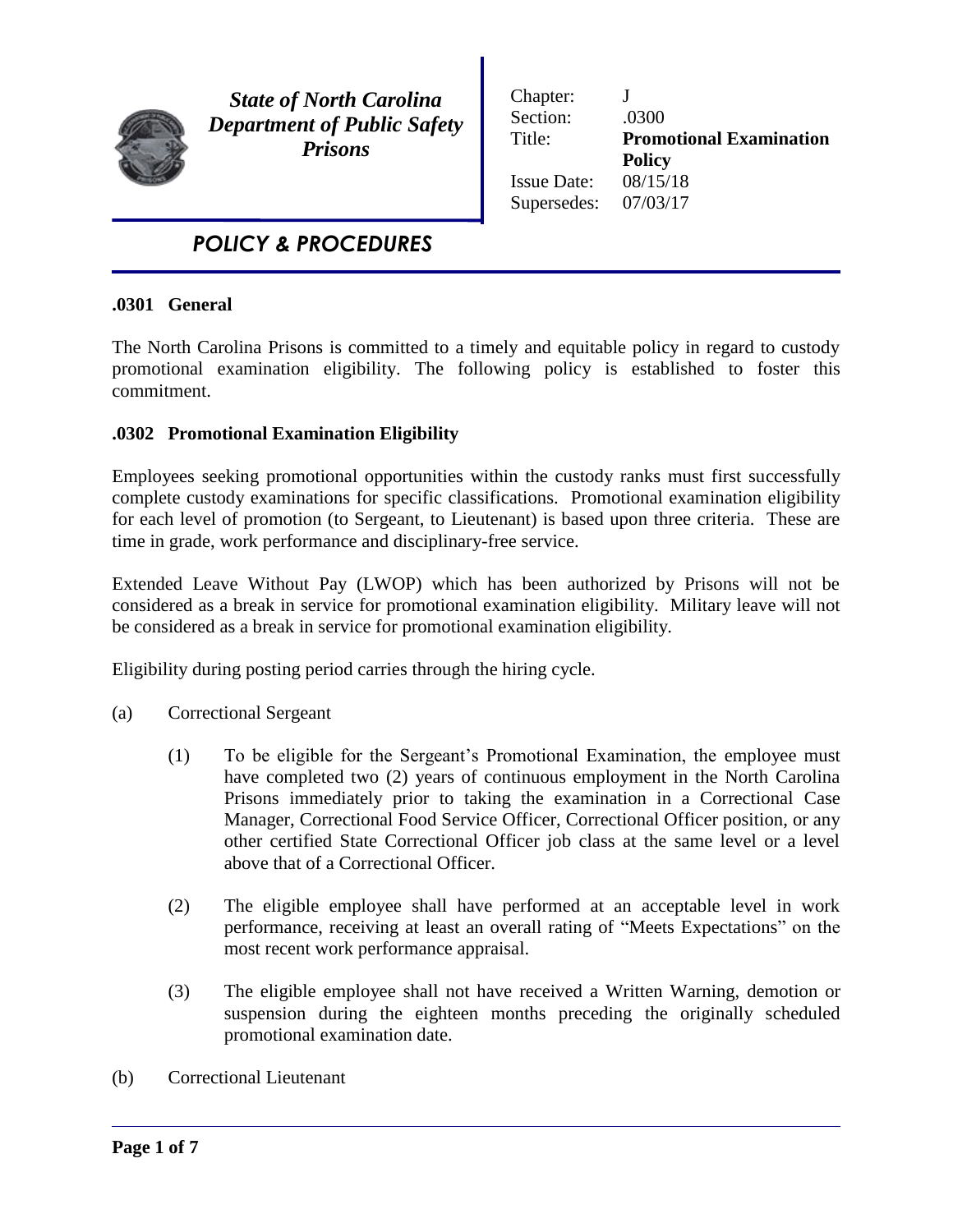*State of North Carolina*
*Department of Public Safety*
*Prisons*

| | |
|---|---|
| Chapter: | J |
| Section: | .0300 |
| Title: | **Promotional Examination Policy** |
| Issue Date: | 08/15/18 |
| Supersedes: | 07/03/17 |

# *POLICY & PROCEDURES*

### .0301 General

The North Carolina Prisons is committed to a timely and equitable policy in regard to custody promotional examination eligibility. The following policy is established to foster this commitment.

### .0302 Promotional Examination Eligibility

Employees seeking promotional opportunities within the custody ranks must first successfully complete custody examinations for specific classifications. Promotional examination eligibility for each level of promotion (to Sergeant, to Lieutenant) is based upon three criteria. These are time in grade, work performance and disciplinary-free service.

Extended Leave Without Pay (LWOP) which has been authorized by Prisons will not be considered as a break in service for promotional examination eligibility. Military leave will not be considered as a break in service for promotional examination eligibility.

Eligibility during posting period carries through the hiring cycle.

(a) Correctional Sergeant

(1) To be eligible for the Sergeant's Promotional Examination, the employee must have completed two (2) years of continuous employment in the North Carolina Prisons immediately prior to taking the examination in a Correctional Case Manager, Correctional Food Service Officer, Correctional Officer position, or any other certified State Correctional Officer job class at the same level or a level above that of a Correctional Officer.

(2) The eligible employee shall have performed at an acceptable level in work performance, receiving at least an overall rating of "Meets Expectations" on the most recent work performance appraisal.

(3) The eligible employee shall not have received a Written Warning, demotion or suspension during the eighteen months preceding the originally scheduled promotional examination date.

(b) Correctional Lieutenant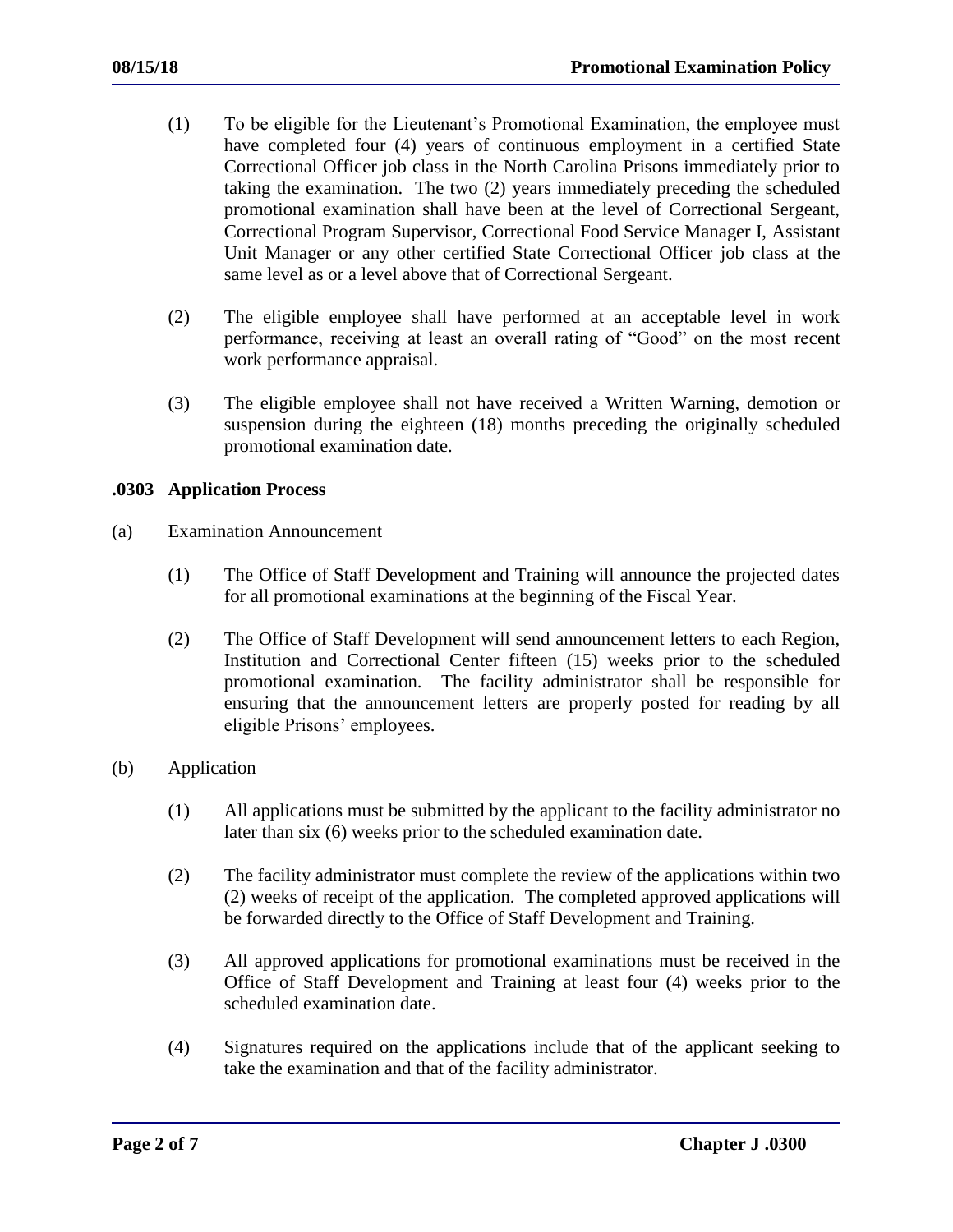(1) To be eligible for the Lieutenant's Promotional Examination, the employee must have completed four (4) years of continuous employment in a certified State Correctional Officer job class in the North Carolina Prisons immediately prior to taking the examination. The two (2) years immediately preceding the scheduled promotional examination shall have been at the level of Correctional Sergeant, Correctional Program Supervisor, Correctional Food Service Manager I, Assistant Unit Manager or any other certified State Correctional Officer job class at the same level as or a level above that of Correctional Sergeant.

(2) The eligible employee shall have performed at an acceptable level in work performance, receiving at least an overall rating of "Good" on the most recent work performance appraisal.

(3) The eligible employee shall not have received a Written Warning, demotion or suspension during the eighteen (18) months preceding the originally scheduled promotional examination date.

### .0303 Application Process

(a) Examination Announcement

(1) The Office of Staff Development and Training will announce the projected dates for all promotional examinations at the beginning of the Fiscal Year.

(2) The Office of Staff Development will send announcement letters to each Region, Institution and Correctional Center fifteen (15) weeks prior to the scheduled promotional examination. The facility administrator shall be responsible for ensuring that the announcement letters are properly posted for reading by all eligible Prisons' employees.

(b) Application

(1) All applications must be submitted by the applicant to the facility administrator no later than six (6) weeks prior to the scheduled examination date.

(2) The facility administrator must complete the review of the applications within two (2) weeks of receipt of the application. The completed approved applications will be forwarded directly to the Office of Staff Development and Training.

(3) All approved applications for promotional examinations must be received in the Office of Staff Development and Training at least four (4) weeks prior to the scheduled examination date.

(4) Signatures required on the applications include that of the applicant seeking to take the examination and that of the facility administrator.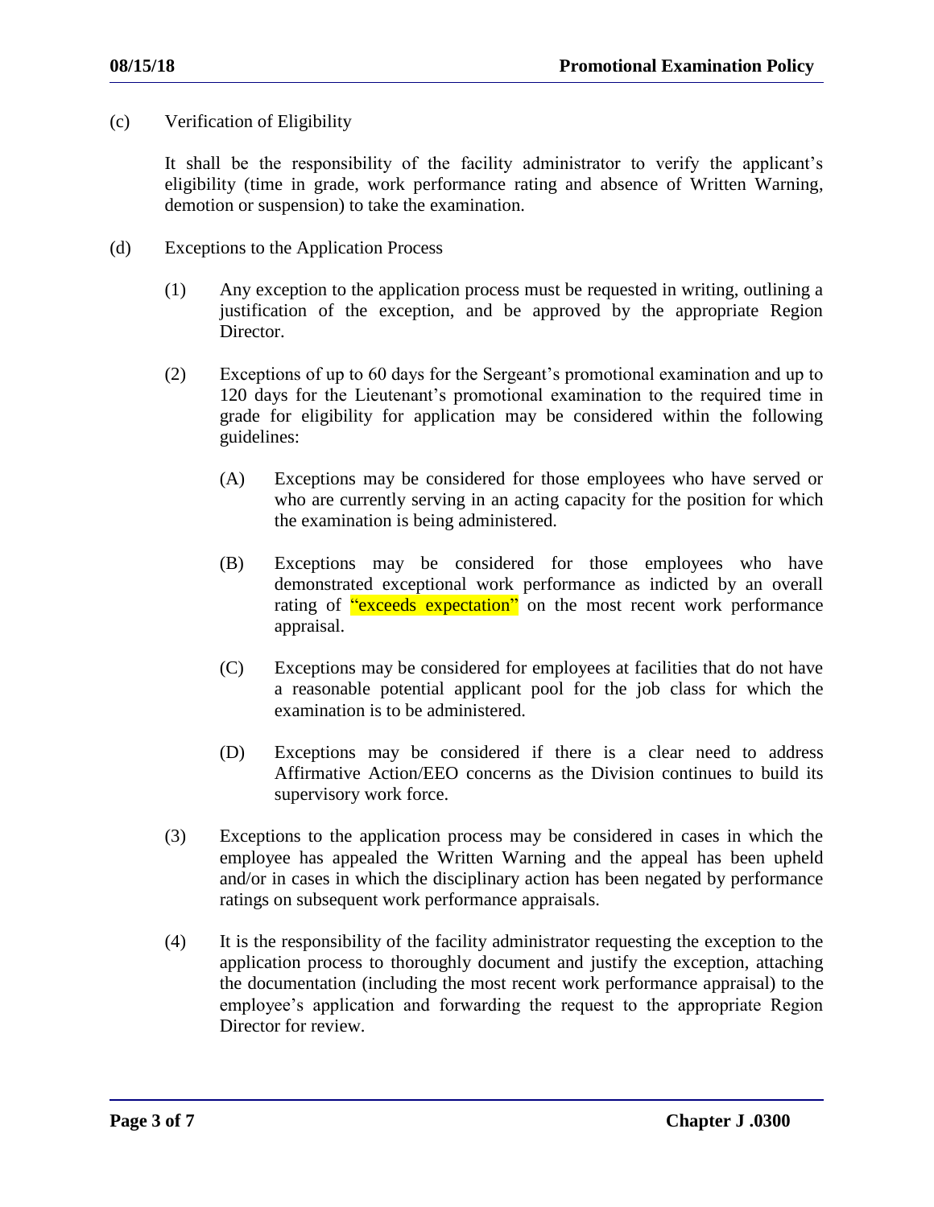(c) Verification of Eligibility

It shall be the responsibility of the facility administrator to verify the applicant's eligibility (time in grade, work performance rating and absence of Written Warning, demotion or suspension) to take the examination.

(d) Exceptions to the Application Process

(1) Any exception to the application process must be requested in writing, outlining a justification of the exception, and be approved by the appropriate Region Director.

(2) Exceptions of up to 60 days for the Sergeant's promotional examination and up to 120 days for the Lieutenant's promotional examination to the required time in grade for eligibility for application may be considered within the following guidelines:

(A) Exceptions may be considered for those employees who have served or who are currently serving in an acting capacity for the position for which the examination is being administered.

(B) Exceptions may be considered for those employees who have demonstrated exceptional work performance as indicted by an overall rating of "exceeds expectation" on the most recent work performance appraisal.

(C) Exceptions may be considered for employees at facilities that do not have a reasonable potential applicant pool for the job class for which the examination is to be administered.

(D) Exceptions may be considered if there is a clear need to address Affirmative Action/EEO concerns as the Division continues to build its supervisory work force.

(3) Exceptions to the application process may be considered in cases in which the employee has appealed the Written Warning and the appeal has been upheld and/or in cases in which the disciplinary action has been negated by performance ratings on subsequent work performance appraisals.

(4) It is the responsibility of the facility administrator requesting the exception to the application process to thoroughly document and justify the exception, attaching the documentation (including the most recent work performance appraisal) to the employee's application and forwarding the request to the appropriate Region Director for review.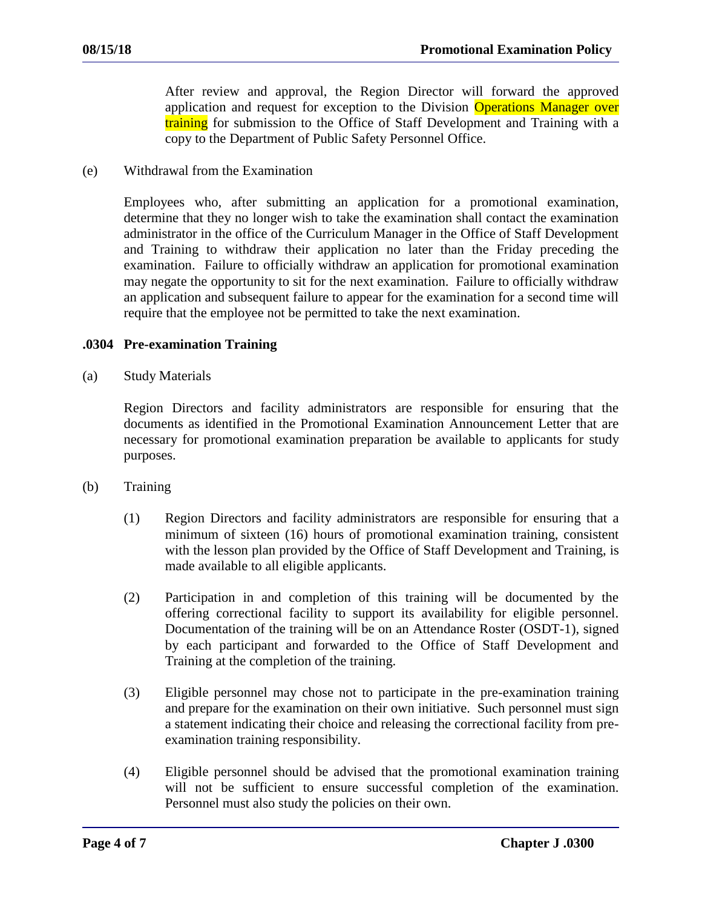After review and approval, the Region Director will forward the approved application and request for exception to the Division Operations Manager over training for submission to the Office of Staff Development and Training with a copy to the Department of Public Safety Personnel Office.

(e) Withdrawal from the Examination

Employees who, after submitting an application for a promotional examination, determine that they no longer wish to take the examination shall contact the examination administrator in the office of the Curriculum Manager in the Office of Staff Development and Training to withdraw their application no later than the Friday preceding the examination. Failure to officially withdraw an application for promotional examination may negate the opportunity to sit for the next examination. Failure to officially withdraw an application and subsequent failure to appear for the examination for a second time will require that the employee not be permitted to take the next examination.

### .0304 Pre-examination Training

(a) Study Materials

Region Directors and facility administrators are responsible for ensuring that the documents as identified in the Promotional Examination Announcement Letter that are necessary for promotional examination preparation be available to applicants for study purposes.

(b) Training

(1) Region Directors and facility administrators are responsible for ensuring that a minimum of sixteen (16) hours of promotional examination training, consistent with the lesson plan provided by the Office of Staff Development and Training, is made available to all eligible applicants.

(2) Participation in and completion of this training will be documented by the offering correctional facility to support its availability for eligible personnel. Documentation of the training will be on an Attendance Roster (OSDT-1), signed by each participant and forwarded to the Office of Staff Development and Training at the completion of the training.

(3) Eligible personnel may chose not to participate in the pre-examination training and prepare for the examination on their own initiative. Such personnel must sign a statement indicating their choice and releasing the correctional facility from pre-examination training responsibility.

(4) Eligible personnel should be advised that the promotional examination training will not be sufficient to ensure successful completion of the examination. Personnel must also study the policies on their own.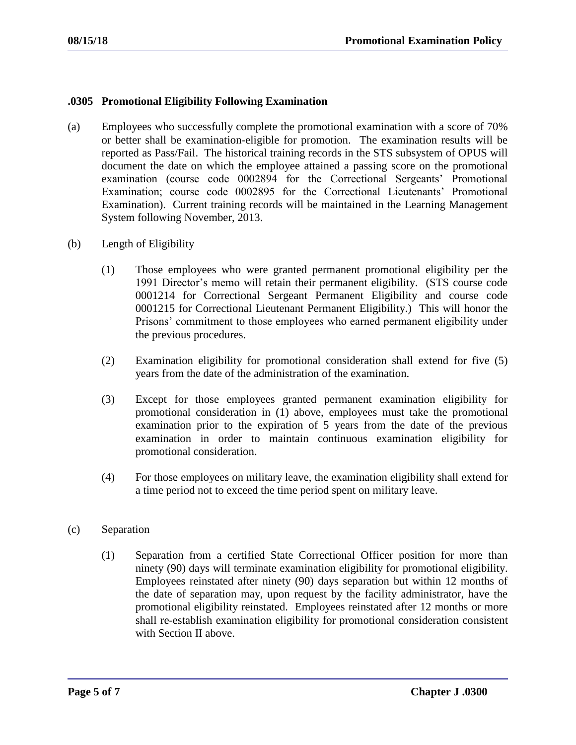### .0305 Promotional Eligibility Following Examination

(a) Employees who successfully complete the promotional examination with a score of 70% or better shall be examination-eligible for promotion. The examination results will be reported as Pass/Fail. The historical training records in the STS subsystem of OPUS will document the date on which the employee attained a passing score on the promotional examination (course code 0002894 for the Correctional Sergeants' Promotional Examination; course code 0002895 for the Correctional Lieutenants' Promotional Examination). Current training records will be maintained in the Learning Management System following November, 2013.

(b) Length of Eligibility

(1) Those employees who were granted permanent promotional eligibility per the 1991 Director's memo will retain their permanent eligibility. (STS course code 0001214 for Correctional Sergeant Permanent Eligibility and course code 0001215 for Correctional Lieutenant Permanent Eligibility.) This will honor the Prisons' commitment to those employees who earned permanent eligibility under the previous procedures.

(2) Examination eligibility for promotional consideration shall extend for five (5) years from the date of the administration of the examination.

(3) Except for those employees granted permanent examination eligibility for promotional consideration in (1) above, employees must take the promotional examination prior to the expiration of 5 years from the date of the previous examination in order to maintain continuous examination eligibility for promotional consideration.

(4) For those employees on military leave, the examination eligibility shall extend for a time period not to exceed the time period spent on military leave.

(c) Separation

(1) Separation from a certified State Correctional Officer position for more than ninety (90) days will terminate examination eligibility for promotional eligibility. Employees reinstated after ninety (90) days separation but within 12 months of the date of separation may, upon request by the facility administrator, have the promotional eligibility reinstated. Employees reinstated after 12 months or more shall re-establish examination eligibility for promotional consideration consistent with Section II above.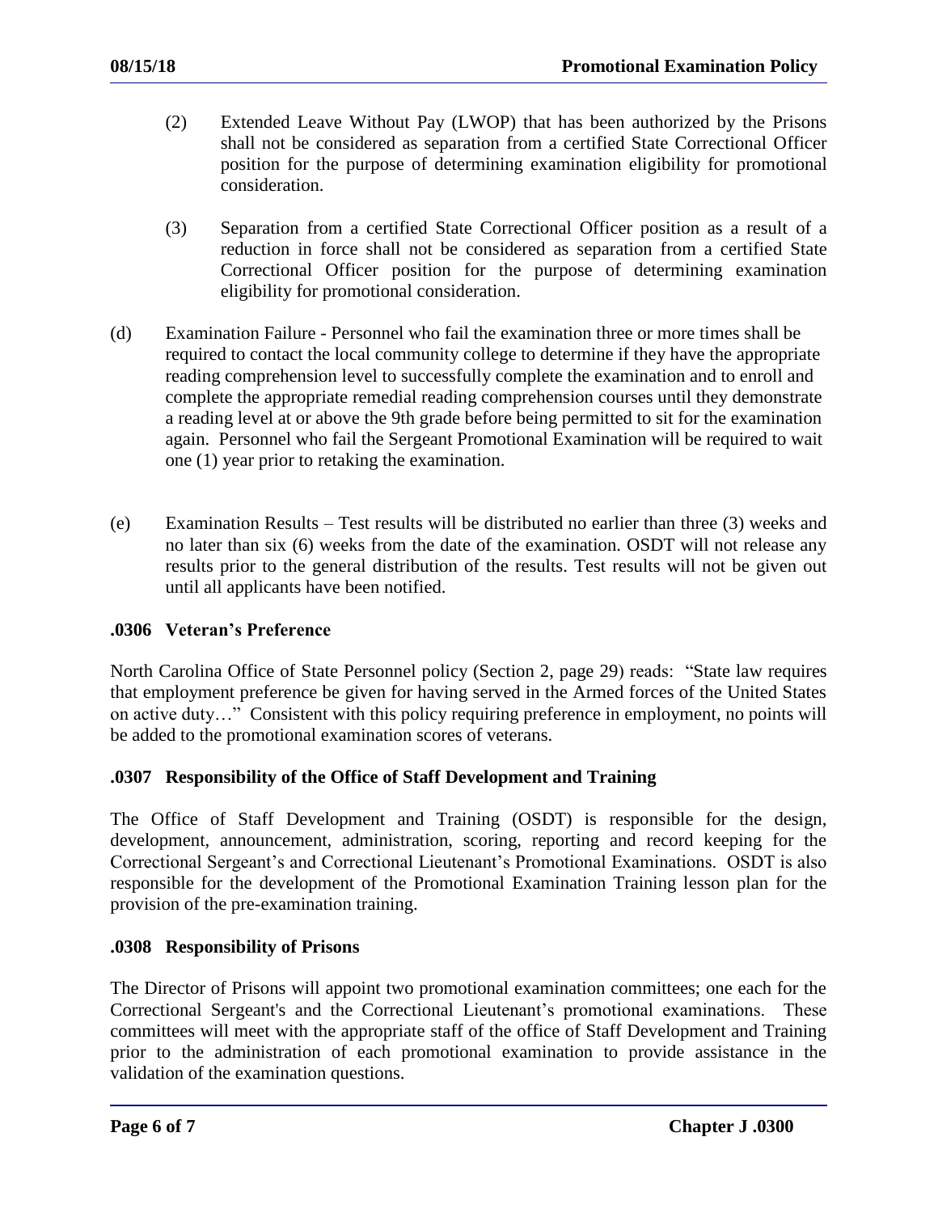(2) Extended Leave Without Pay (LWOP) that has been authorized by the Prisons shall not be considered as separation from a certified State Correctional Officer position for the purpose of determining examination eligibility for promotional consideration.

(3) Separation from a certified State Correctional Officer position as a result of a reduction in force shall not be considered as separation from a certified State Correctional Officer position for the purpose of determining examination eligibility for promotional consideration.

(d) Examination Failure - Personnel who fail the examination three or more times shall be required to contact the local community college to determine if they have the appropriate reading comprehension level to successfully complete the examination and to enroll and complete the appropriate remedial reading comprehension courses until they demonstrate a reading level at or above the 9th grade before being permitted to sit for the examination again. Personnel who fail the Sergeant Promotional Examination will be required to wait one (1) year prior to retaking the examination.

(e) Examination Results – Test results will be distributed no earlier than three (3) weeks and no later than six (6) weeks from the date of the examination. OSDT will not release any results prior to the general distribution of the results. Test results will not be given out until all applicants have been notified.

### .0306 Veteran's Preference

North Carolina Office of State Personnel policy (Section 2, page 29) reads: "State law requires that employment preference be given for having served in the Armed forces of the United States on active duty…" Consistent with this policy requiring preference in employment, no points will be added to the promotional examination scores of veterans.

### .0307 Responsibility of the Office of Staff Development and Training

The Office of Staff Development and Training (OSDT) is responsible for the design, development, announcement, administration, scoring, reporting and record keeping for the Correctional Sergeant's and Correctional Lieutenant's Promotional Examinations. OSDT is also responsible for the development of the Promotional Examination Training lesson plan for the provision of the pre-examination training.

### .0308 Responsibility of Prisons

The Director of Prisons will appoint two promotional examination committees; one each for the Correctional Sergeant's and the Correctional Lieutenant's promotional examinations. These committees will meet with the appropriate staff of the office of Staff Development and Training prior to the administration of each promotional examination to provide assistance in the validation of the examination questions.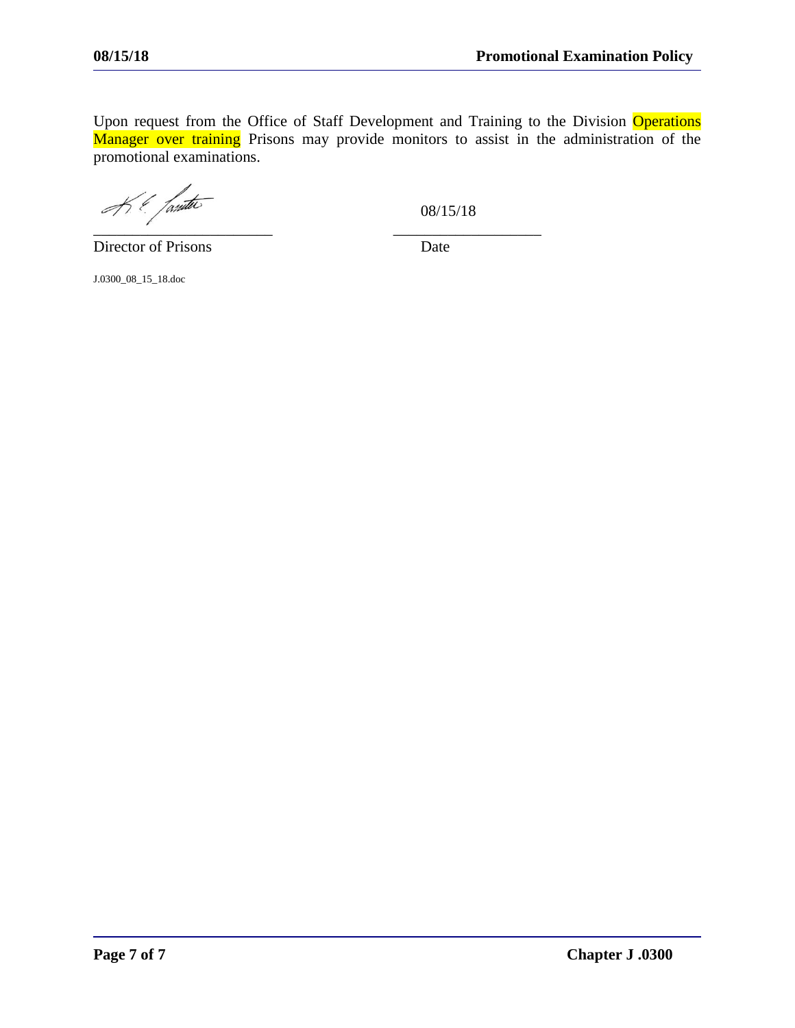Upon request from the Office of Staff Development and Training to the Division Operations Manager over training Prisons may provide monitors to assist in the administration of the promotional examinations.

_______________________ 08/15/18

Director of Prisons Date

J.0300_08_15_18.doc